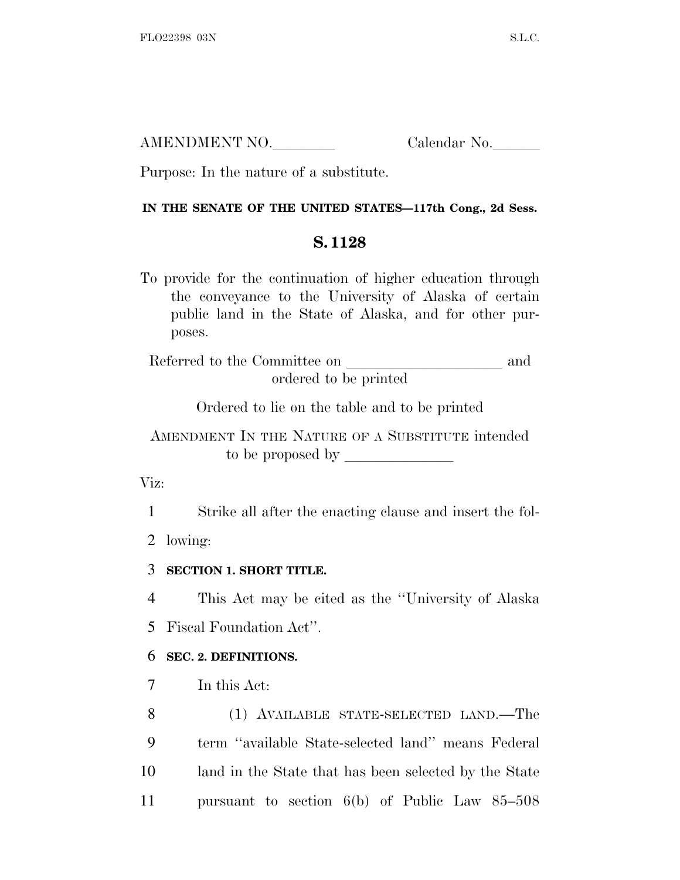AMENDMENT NO.________ Calendar No.______

Purpose: In the nature of a substitute.

**IN THE SENATE OF THE UNITED STATES—117th Cong., 2d Sess.**

## S. 1128

To provide for the continuation of higher education through the conveyance to the University of Alaska of certain public land in the State of Alaska, and for other purposes.

Referred to the Committee on ____________________ and ordered to be printed

Ordered to lie on the table and to be printed

AMENDMENT IN THE NATURE OF A SUBSTITUTE intended to be proposed by ______________

Viz:

1 Strike all after the enacting clause and insert the fol-
2 lowing:

3 **SECTION 1. SHORT TITLE.**

4 This Act may be cited as the ''University of Alaska
5 Fiscal Foundation Act''.

6 **SEC. 2. DEFINITIONS.**

7 In this Act:

8 (1) AVAILABLE STATE-SELECTED LAND.—The
9 term ''available State-selected land'' means Federal
10 land in the State that has been selected by the State
11 pursuant to section 6(b) of Public Law 85–508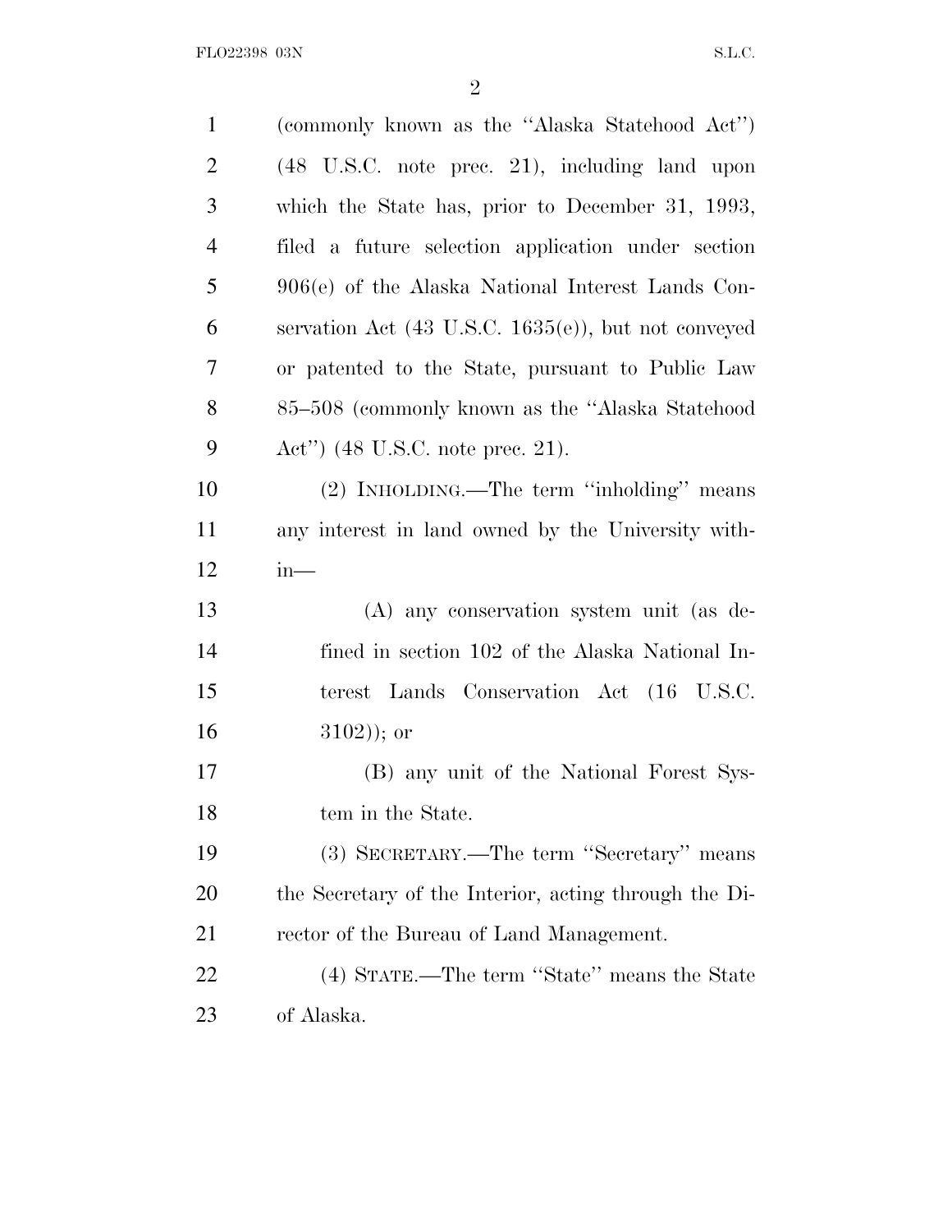(commonly known as the ''Alaska Statehood Act'') (48 U.S.C. note prec. 21), including land upon which the State has, prior to December 31, 1993, filed a future selection application under section 906(e) of the Alaska National Interest Lands Conservation Act (43 U.S.C. 1635(e)), but not conveyed or patented to the State, pursuant to Public Law 85–508 (commonly known as the ''Alaska Statehood Act'') (48 U.S.C. note prec. 21).

(2) INHOLDING.—The term ''inholding'' means any interest in land owned by the University within—

(A) any conservation system unit (as defined in section 102 of the Alaska National Interest Lands Conservation Act (16 U.S.C. 3102)); or

(B) any unit of the National Forest System in the State.

(3) SECRETARY.—The term ''Secretary'' means the Secretary of the Interior, acting through the Director of the Bureau of Land Management.

(4) STATE.—The term ''State'' means the State of Alaska.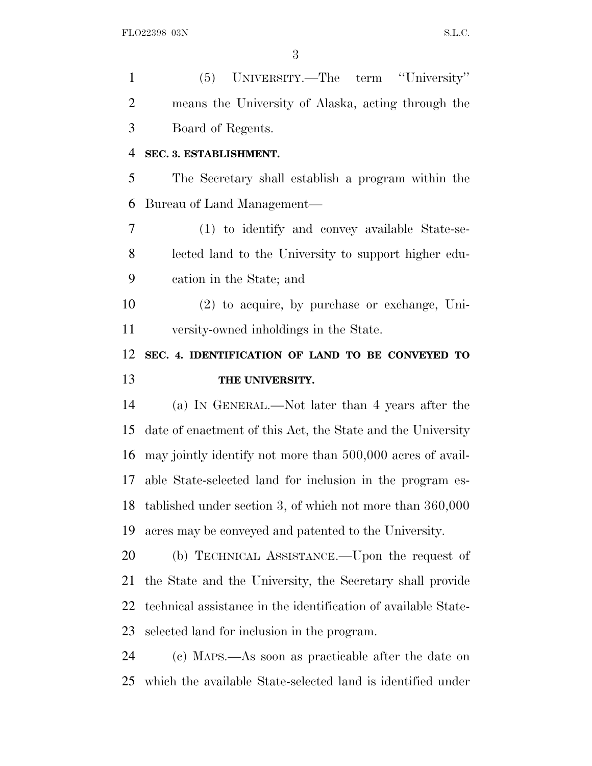(5) UNIVERSITY.—The term "University" means the University of Alaska, acting through the Board of Regents.

**SEC. 3. ESTABLISHMENT.**

The Secretary shall establish a program within the Bureau of Land Management—

(1) to identify and convey available State-selected land to the University to support higher education in the State; and

(2) to acquire, by purchase or exchange, University-owned inholdings in the State.

**SEC. 4. IDENTIFICATION OF LAND TO BE CONVEYED TO THE UNIVERSITY.**

(a) IN GENERAL.—Not later than 4 years after the date of enactment of this Act, the State and the University may jointly identify not more than 500,000 acres of available State-selected land for inclusion in the program established under section 3, of which not more than 360,000 acres may be conveyed and patented to the University.

(b) TECHNICAL ASSISTANCE.—Upon the request of the State and the University, the Secretary shall provide technical assistance in the identification of available State-selected land for inclusion in the program.

(c) MAPS.—As soon as practicable after the date on which the available State-selected land is identified under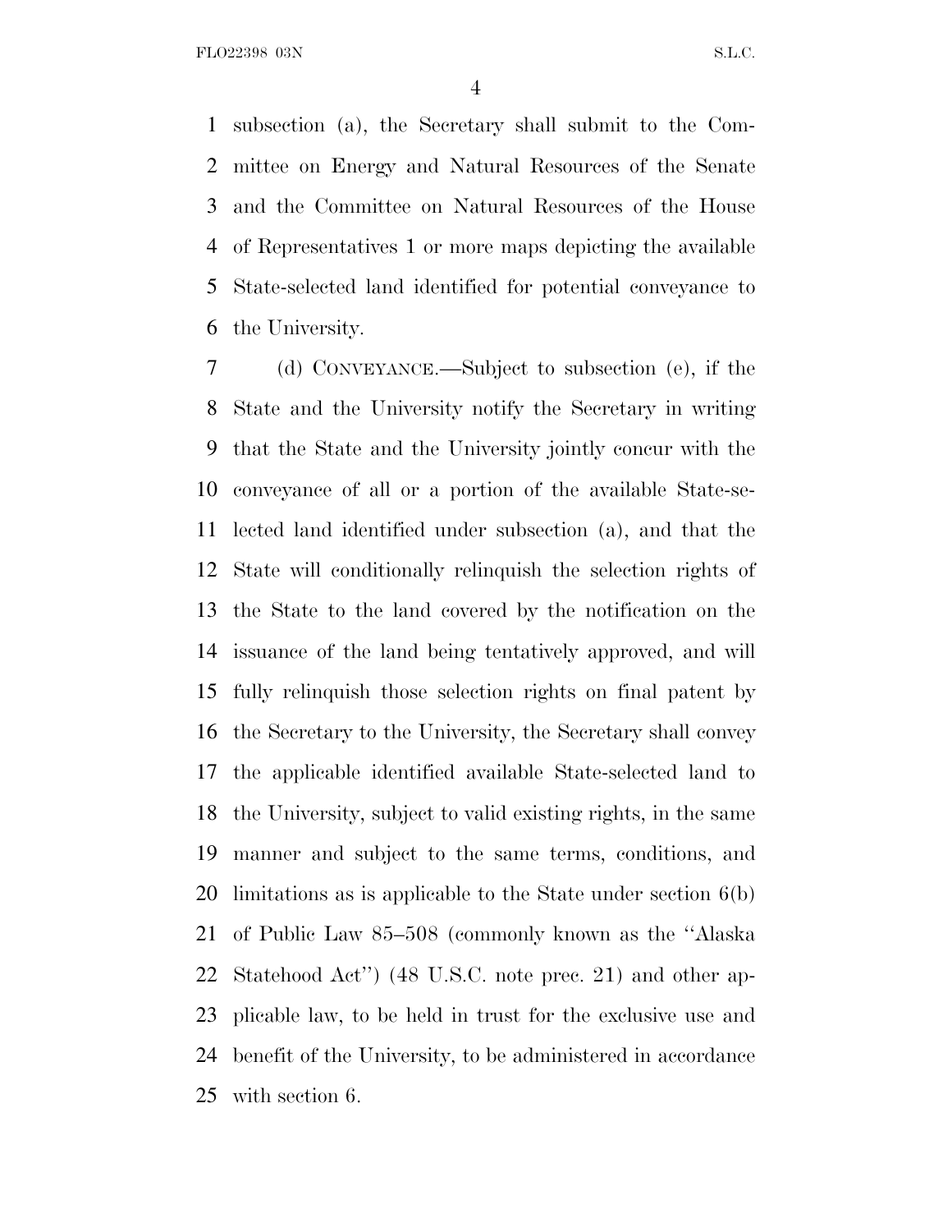subsection (a), the Secretary shall submit to the Committee on Energy and Natural Resources of the Senate and the Committee on Natural Resources of the House of Representatives 1 or more maps depicting the available State-selected land identified for potential conveyance to the University.

(d) CONVEYANCE.—Subject to subsection (e), if the State and the University notify the Secretary in writing that the State and the University jointly concur with the conveyance of all or a portion of the available State-selected land identified under subsection (a), and that the State will conditionally relinquish the selection rights of the State to the land covered by the notification on the issuance of the land being tentatively approved, and will fully relinquish those selection rights on final patent by the Secretary to the University, the Secretary shall convey the applicable identified available State-selected land to the University, subject to valid existing rights, in the same manner and subject to the same terms, conditions, and limitations as is applicable to the State under section 6(b) of Public Law 85–508 (commonly known as the ''Alaska Statehood Act'') (48 U.S.C. note prec. 21) and other applicable law, to be held in trust for the exclusive use and benefit of the University, to be administered in accordance with section 6.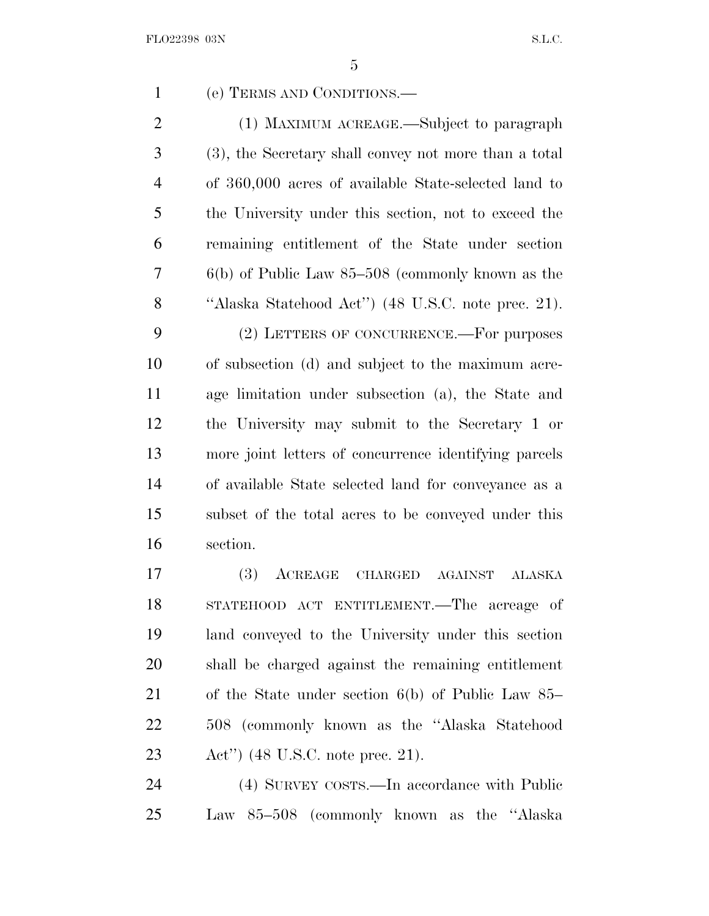(e) TERMS AND CONDITIONS.—

(1) MAXIMUM ACREAGE.—Subject to paragraph (3), the Secretary shall convey not more than a total of 360,000 acres of available State-selected land to the University under this section, not to exceed the remaining entitlement of the State under section 6(b) of Public Law 85–508 (commonly known as the ''Alaska Statehood Act'') (48 U.S.C. note prec. 21).

(2) LETTERS OF CONCURRENCE.—For purposes of subsection (d) and subject to the maximum acreage limitation under subsection (a), the State and the University may submit to the Secretary 1 or more joint letters of concurrence identifying parcels of available State selected land for conveyance as a subset of the total acres to be conveyed under this section.

(3) ACREAGE CHARGED AGAINST ALASKA STATEHOOD ACT ENTITLEMENT.—The acreage of land conveyed to the University under this section shall be charged against the remaining entitlement of the State under section 6(b) of Public Law 85–508 (commonly known as the ''Alaska Statehood Act'') (48 U.S.C. note prec. 21).

(4) SURVEY COSTS.—In accordance with Public Law 85–508 (commonly known as the ''Alaska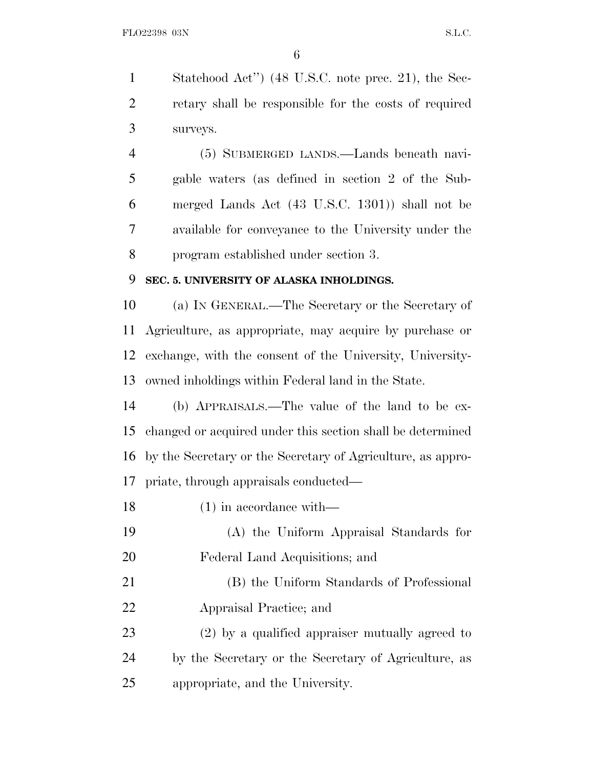Statehood Act'') (48 U.S.C. note prec. 21), the Secretary shall be responsible for the costs of required surveys.

(5) SUBMERGED LANDS.—Lands beneath navigable waters (as defined in section 2 of the Submerged Lands Act (43 U.S.C. 1301)) shall not be available for conveyance to the University under the program established under section 3.

**SEC. 5. UNIVERSITY OF ALASKA INHOLDINGS.**

(a) IN GENERAL.—The Secretary or the Secretary of Agriculture, as appropriate, may acquire by purchase or exchange, with the consent of the University, University-owned inholdings within Federal land in the State.

(b) APPRAISALS.—The value of the land to be exchanged or acquired under this section shall be determined by the Secretary or the Secretary of Agriculture, as appropriate, through appraisals conducted—

(1) in accordance with—

(A) the Uniform Appraisal Standards for Federal Land Acquisitions; and

(B) the Uniform Standards of Professional Appraisal Practice; and

(2) by a qualified appraiser mutually agreed to by the Secretary or the Secretary of Agriculture, as appropriate, and the University.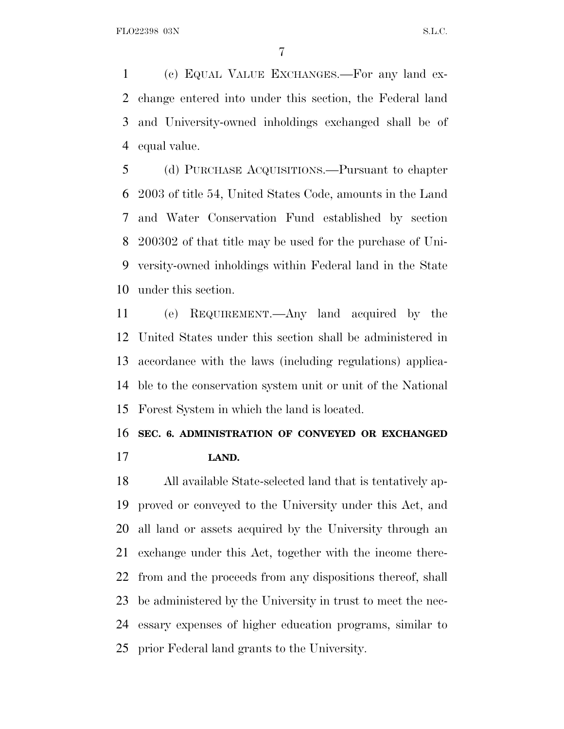(c) EQUAL VALUE EXCHANGES.—For any land exchange entered into under this section, the Federal land and University-owned inholdings exchanged shall be of equal value.

(d) PURCHASE ACQUISITIONS.—Pursuant to chapter 2003 of title 54, United States Code, amounts in the Land and Water Conservation Fund established by section 200302 of that title may be used for the purchase of University-owned inholdings within Federal land in the State under this section.

(e) REQUIREMENT.—Any land acquired by the United States under this section shall be administered in accordance with the laws (including regulations) applicable to the conservation system unit or unit of the National Forest System in which the land is located.

## SEC. 6. ADMINISTRATION OF CONVEYED OR EXCHANGED LAND.

All available State-selected land that is tentatively approved or conveyed to the University under this Act, and all land or assets acquired by the University through an exchange under this Act, together with the income therefrom and the proceeds from any dispositions thereof, shall be administered by the University in trust to meet the necessary expenses of higher education programs, similar to prior Federal land grants to the University.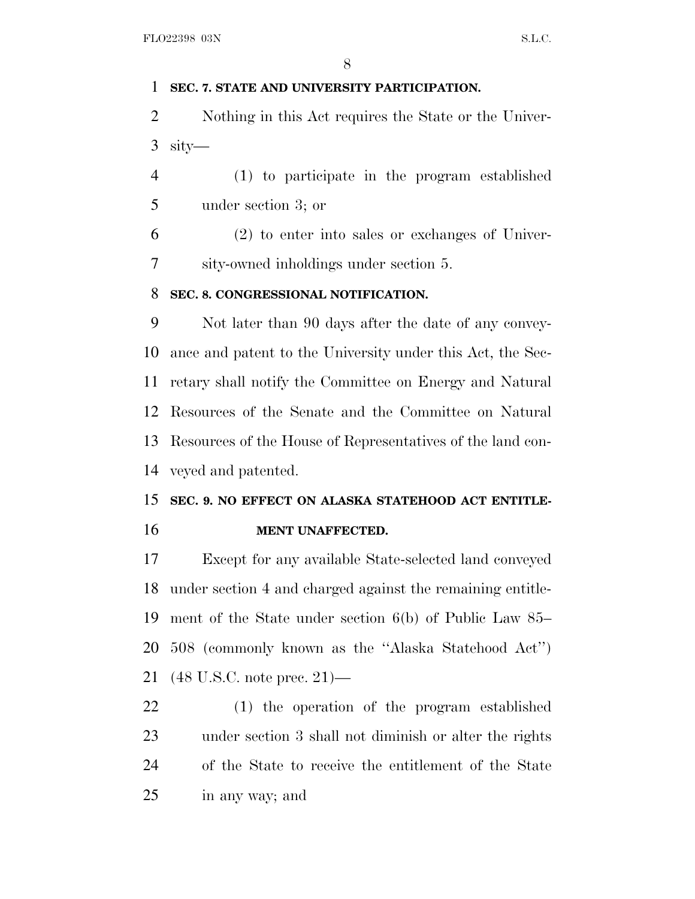**SEC. 7. STATE AND UNIVERSITY PARTICIPATION.**

Nothing in this Act requires the State or the University—

(1) to participate in the program established under section 3; or

(2) to enter into sales or exchanges of University-owned inholdings under section 5.

**SEC. 8. CONGRESSIONAL NOTIFICATION.**

Not later than 90 days after the date of any conveyance and patent to the University under this Act, the Secretary shall notify the Committee on Energy and Natural Resources of the Senate and the Committee on Natural Resources of the House of Representatives of the land conveyed and patented.

**SEC. 9. NO EFFECT ON ALASKA STATEHOOD ACT ENTITLEMENT UNAFFECTED.**

Except for any available State-selected land conveyed under section 4 and charged against the remaining entitlement of the State under section 6(b) of Public Law 85–508 (commonly known as the ''Alaska Statehood Act'') (48 U.S.C. note prec. 21)—

(1) the operation of the program established under section 3 shall not diminish or alter the rights of the State to receive the entitlement of the State in any way; and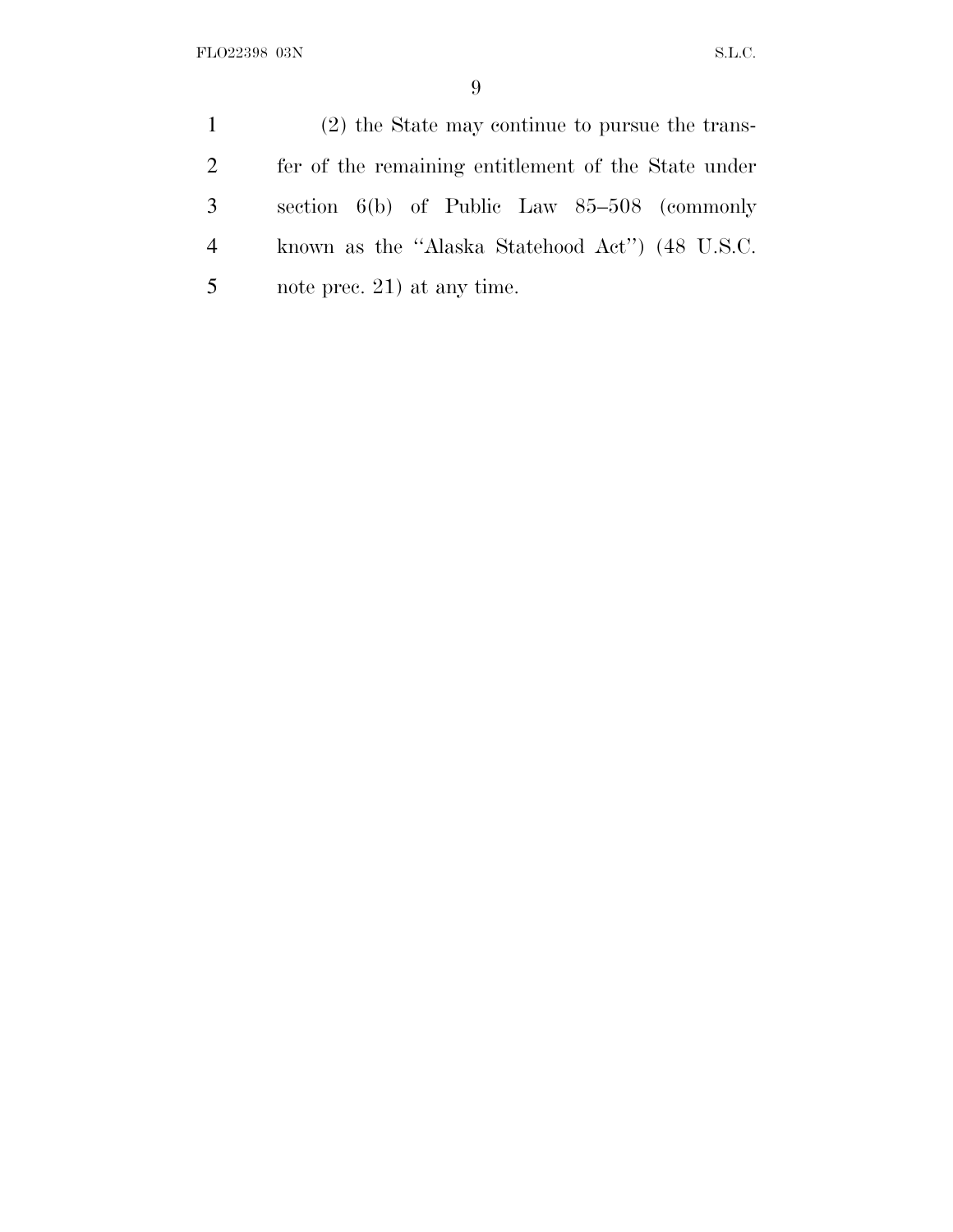(2) the State may continue to pursue the transfer of the remaining entitlement of the State under section 6(b) of Public Law 85–508 (commonly known as the ''Alaska Statehood Act'') (48 U.S.C. note prec. 21) at any time.